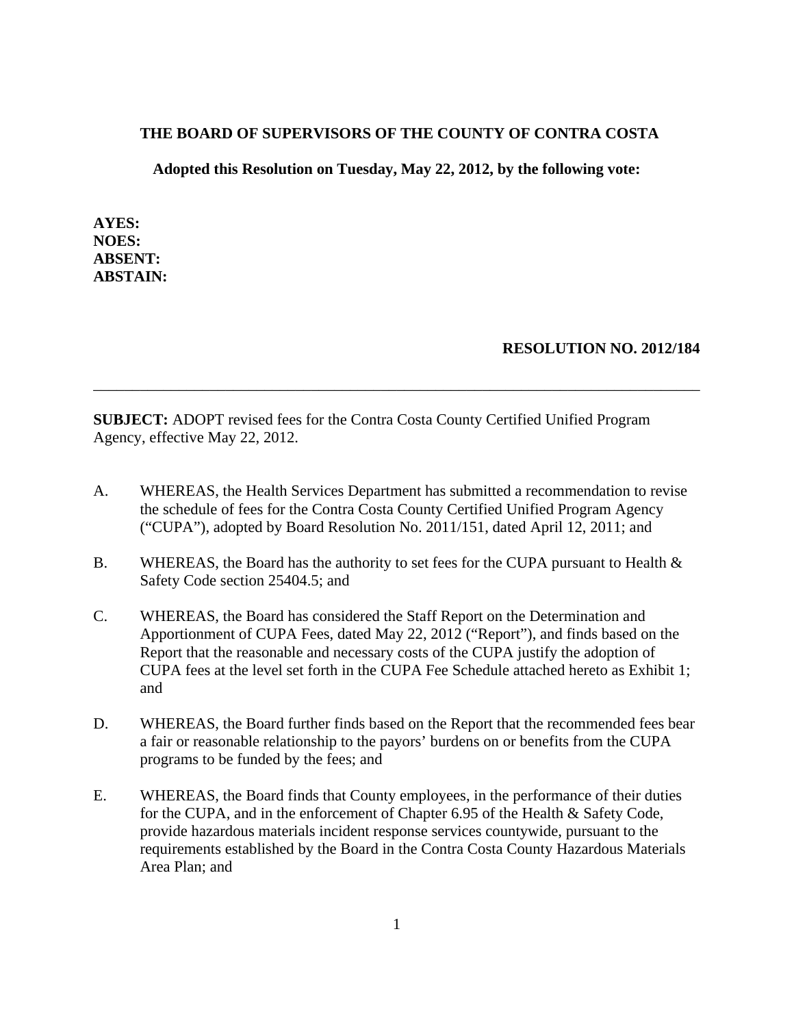**THE BOARD OF SUPERVISORS OF THE COUNTY OF CONTRA COSTA**

**Adopted this Resolution on Tuesday, May 22, 2012, by the following vote:**

**AYES:**
**NOES:**
**ABSENT:**
**ABSTAIN:**

**RESOLUTION NO. 2012/184**

---

**SUBJECT:** ADOPT revised fees for the Contra Costa County Certified Unified Program Agency, effective May 22, 2012.

A. WHEREAS, the Health Services Department has submitted a recommendation to revise the schedule of fees for the Contra Costa County Certified Unified Program Agency ("CUPA"), adopted by Board Resolution No. 2011/151, dated April 12, 2011; and

B. WHEREAS, the Board has the authority to set fees for the CUPA pursuant to Health & Safety Code section 25404.5; and

C. WHEREAS, the Board has considered the Staff Report on the Determination and Apportionment of CUPA Fees, dated May 22, 2012 ("Report"), and finds based on the Report that the reasonable and necessary costs of the CUPA justify the adoption of CUPA fees at the level set forth in the CUPA Fee Schedule attached hereto as Exhibit 1; and

D. WHEREAS, the Board further finds based on the Report that the recommended fees bear a fair or reasonable relationship to the payors' burdens on or benefits from the CUPA programs to be funded by the fees; and

E. WHEREAS, the Board finds that County employees, in the performance of their duties for the CUPA, and in the enforcement of Chapter 6.95 of the Health & Safety Code, provide hazardous materials incident response services countywide, pursuant to the requirements established by the Board in the Contra Costa County Hazardous Materials Area Plan; and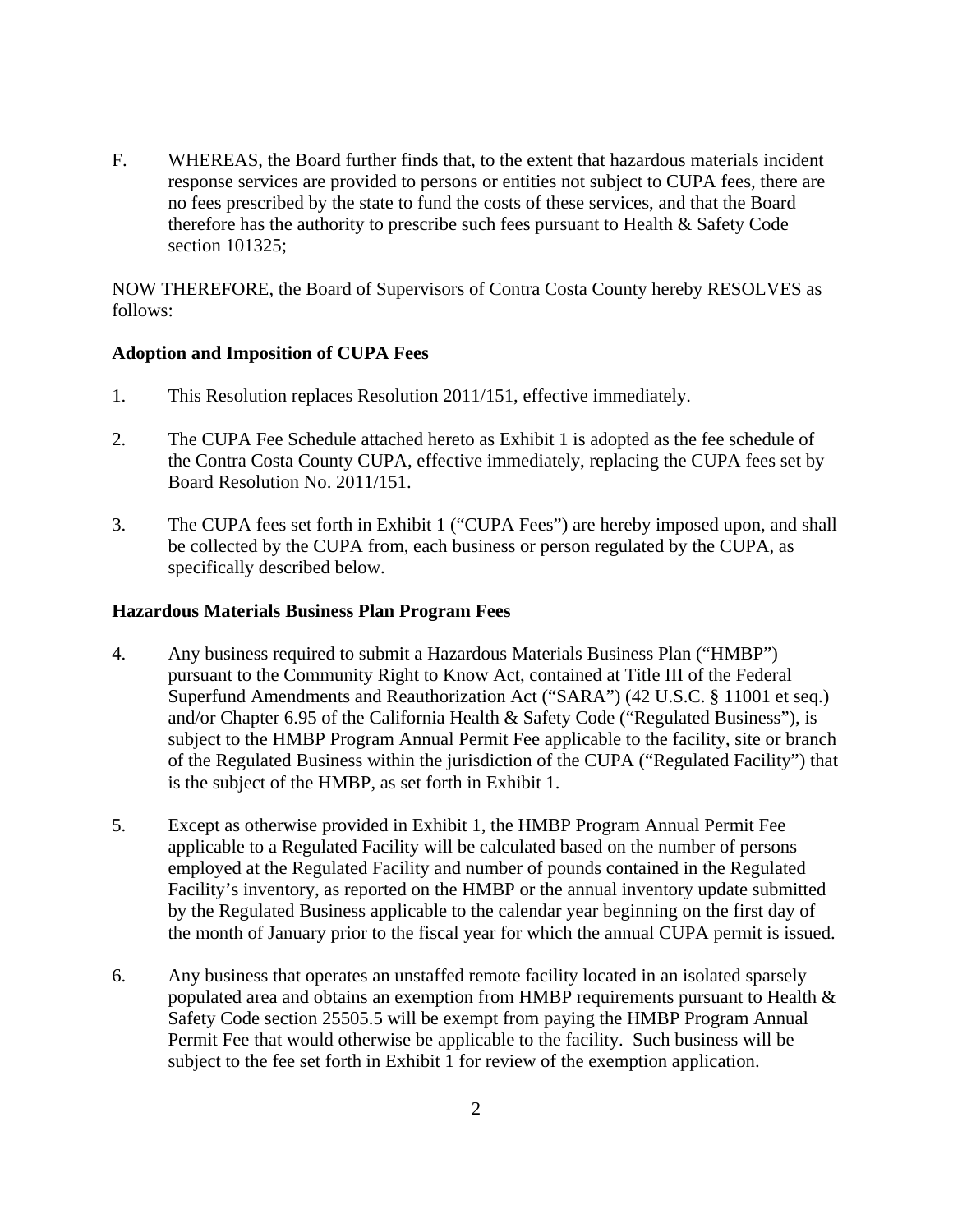F. WHEREAS, the Board further finds that, to the extent that hazardous materials incident response services are provided to persons or entities not subject to CUPA fees, there are no fees prescribed by the state to fund the costs of these services, and that the Board therefore has the authority to prescribe such fees pursuant to Health & Safety Code section 101325;

NOW THEREFORE, the Board of Supervisors of Contra Costa County hereby RESOLVES as follows:

**Adoption and Imposition of CUPA Fees**

1. This Resolution replaces Resolution 2011/151, effective immediately.

2. The CUPA Fee Schedule attached hereto as Exhibit 1 is adopted as the fee schedule of the Contra Costa County CUPA, effective immediately, replacing the CUPA fees set by Board Resolution No. 2011/151.

3. The CUPA fees set forth in Exhibit 1 ("CUPA Fees") are hereby imposed upon, and shall be collected by the CUPA from, each business or person regulated by the CUPA, as specifically described below.

**Hazardous Materials Business Plan Program Fees**

4. Any business required to submit a Hazardous Materials Business Plan ("HMBP") pursuant to the Community Right to Know Act, contained at Title III of the Federal Superfund Amendments and Reauthorization Act ("SARA") (42 U.S.C. § 11001 et seq.) and/or Chapter 6.95 of the California Health & Safety Code ("Regulated Business"), is subject to the HMBP Program Annual Permit Fee applicable to the facility, site or branch of the Regulated Business within the jurisdiction of the CUPA ("Regulated Facility") that is the subject of the HMBP, as set forth in Exhibit 1.

5. Except as otherwise provided in Exhibit 1, the HMBP Program Annual Permit Fee applicable to a Regulated Facility will be calculated based on the number of persons employed at the Regulated Facility and number of pounds contained in the Regulated Facility's inventory, as reported on the HMBP or the annual inventory update submitted by the Regulated Business applicable to the calendar year beginning on the first day of the month of January prior to the fiscal year for which the annual CUPA permit is issued.

6. Any business that operates an unstaffed remote facility located in an isolated sparsely populated area and obtains an exemption from HMBP requirements pursuant to Health & Safety Code section 25505.5 will be exempt from paying the HMBP Program Annual Permit Fee that would otherwise be applicable to the facility. Such business will be subject to the fee set forth in Exhibit 1 for review of the exemption application.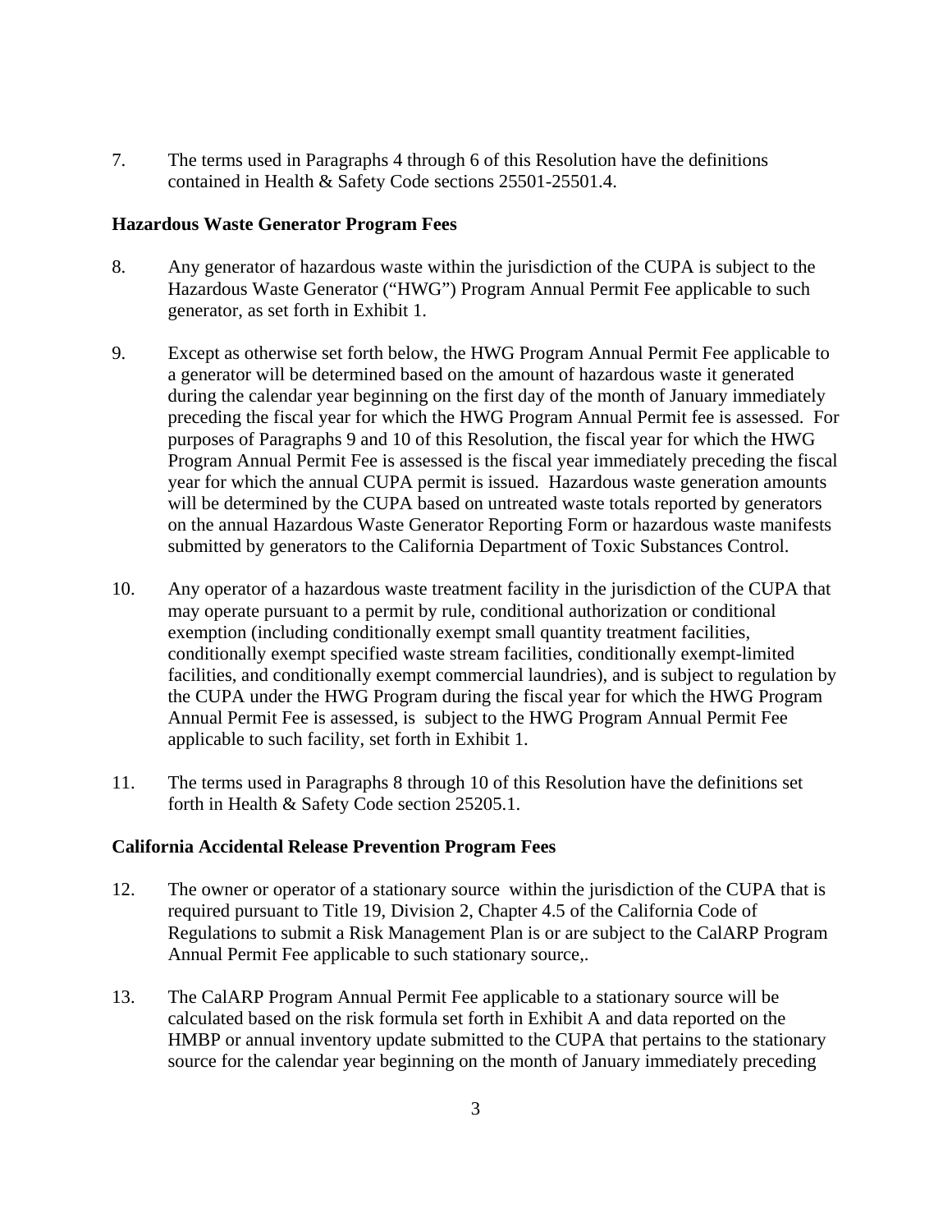7. The terms used in Paragraphs 4 through 6 of this Resolution have the definitions contained in Health & Safety Code sections 25501-25501.4.

**Hazardous Waste Generator Program Fees**

8. Any generator of hazardous waste within the jurisdiction of the CUPA is subject to the Hazardous Waste Generator ("HWG") Program Annual Permit Fee applicable to such generator, as set forth in Exhibit 1.

9. Except as otherwise set forth below, the HWG Program Annual Permit Fee applicable to a generator will be determined based on the amount of hazardous waste it generated during the calendar year beginning on the first day of the month of January immediately preceding the fiscal year for which the HWG Program Annual Permit fee is assessed. For purposes of Paragraphs 9 and 10 of this Resolution, the fiscal year for which the HWG Program Annual Permit Fee is assessed is the fiscal year immediately preceding the fiscal year for which the annual CUPA permit is issued. Hazardous waste generation amounts will be determined by the CUPA based on untreated waste totals reported by generators on the annual Hazardous Waste Generator Reporting Form or hazardous waste manifests submitted by generators to the California Department of Toxic Substances Control.

10. Any operator of a hazardous waste treatment facility in the jurisdiction of the CUPA that may operate pursuant to a permit by rule, conditional authorization or conditional exemption (including conditionally exempt small quantity treatment facilities, conditionally exempt specified waste stream facilities, conditionally exempt-limited facilities, and conditionally exempt commercial laundries), and is subject to regulation by the CUPA under the HWG Program during the fiscal year for which the HWG Program Annual Permit Fee is assessed, is subject to the HWG Program Annual Permit Fee applicable to such facility, set forth in Exhibit 1.

11. The terms used in Paragraphs 8 through 10 of this Resolution have the definitions set forth in Health & Safety Code section 25205.1.

**California Accidental Release Prevention Program Fees**

12. The owner or operator of a stationary source within the jurisdiction of the CUPA that is required pursuant to Title 19, Division 2, Chapter 4.5 of the California Code of Regulations to submit a Risk Management Plan is or are subject to the CalARP Program Annual Permit Fee applicable to such stationary source,.

13. The CalARP Program Annual Permit Fee applicable to a stationary source will be calculated based on the risk formula set forth in Exhibit A and data reported on the HMBP or annual inventory update submitted to the CUPA that pertains to the stationary source for the calendar year beginning on the month of January immediately preceding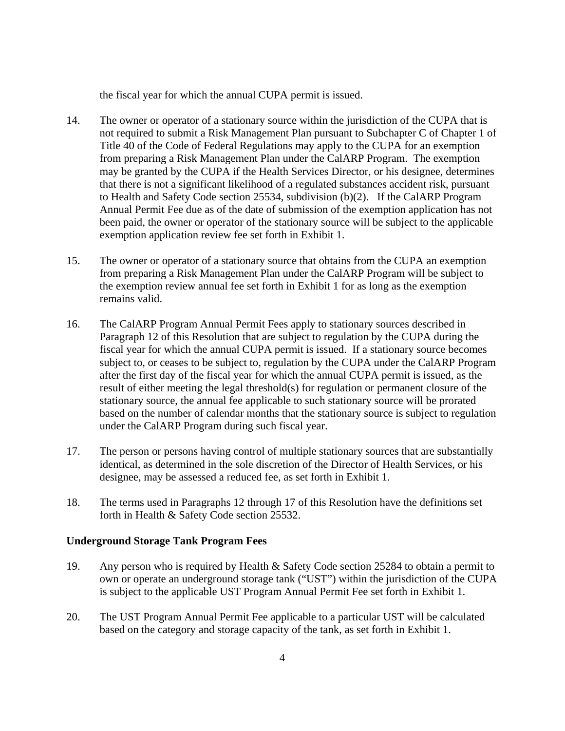the fiscal year for which the annual CUPA permit is issued.

14. The owner or operator of a stationary source within the jurisdiction of the CUPA that is not required to submit a Risk Management Plan pursuant to Subchapter C of Chapter 1 of Title 40 of the Code of Federal Regulations may apply to the CUPA for an exemption from preparing a Risk Management Plan under the CalARP Program. The exemption may be granted by the CUPA if the Health Services Director, or his designee, determines that there is not a significant likelihood of a regulated substances accident risk, pursuant to Health and Safety Code section 25534, subdivision (b)(2). If the CalARP Program Annual Permit Fee due as of the date of submission of the exemption application has not been paid, the owner or operator of the stationary source will be subject to the applicable exemption application review fee set forth in Exhibit 1.

15. The owner or operator of a stationary source that obtains from the CUPA an exemption from preparing a Risk Management Plan under the CalARP Program will be subject to the exemption review annual fee set forth in Exhibit 1 for as long as the exemption remains valid.

16. The CalARP Program Annual Permit Fees apply to stationary sources described in Paragraph 12 of this Resolution that are subject to regulation by the CUPA during the fiscal year for which the annual CUPA permit is issued. If a stationary source becomes subject to, or ceases to be subject to, regulation by the CUPA under the CalARP Program after the first day of the fiscal year for which the annual CUPA permit is issued, as the result of either meeting the legal threshold(s) for regulation or permanent closure of the stationary source, the annual fee applicable to such stationary source will be prorated based on the number of calendar months that the stationary source is subject to regulation under the CalARP Program during such fiscal year.

17. The person or persons having control of multiple stationary sources that are substantially identical, as determined in the sole discretion of the Director of Health Services, or his designee, may be assessed a reduced fee, as set forth in Exhibit 1.

18. The terms used in Paragraphs 12 through 17 of this Resolution have the definitions set forth in Health & Safety Code section 25532.

**Underground Storage Tank Program Fees**

19. Any person who is required by Health & Safety Code section 25284 to obtain a permit to own or operate an underground storage tank ("UST") within the jurisdiction of the CUPA is subject to the applicable UST Program Annual Permit Fee set forth in Exhibit 1.

20. The UST Program Annual Permit Fee applicable to a particular UST will be calculated based on the category and storage capacity of the tank, as set forth in Exhibit 1.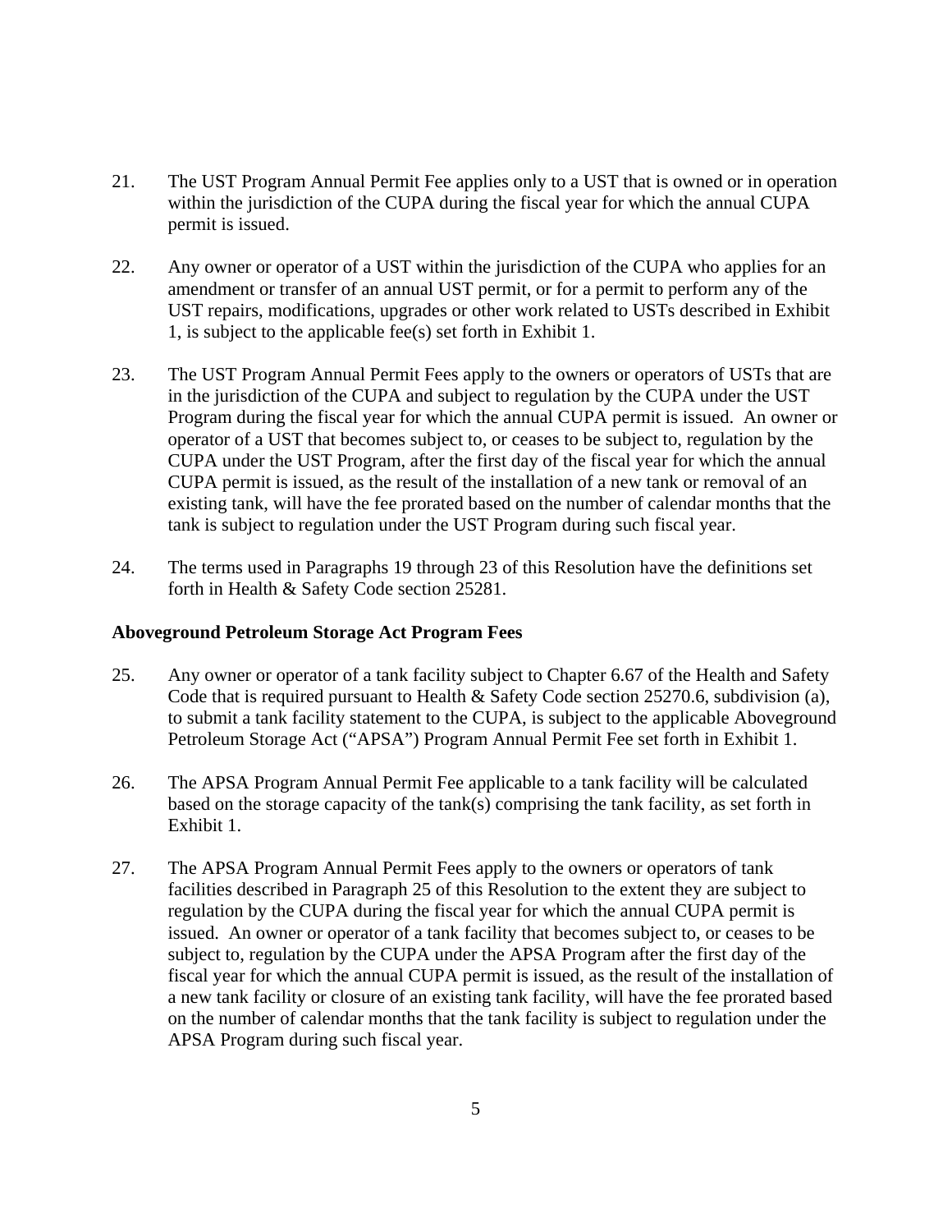21. The UST Program Annual Permit Fee applies only to a UST that is owned or in operation within the jurisdiction of the CUPA during the fiscal year for which the annual CUPA permit is issued.

22. Any owner or operator of a UST within the jurisdiction of the CUPA who applies for an amendment or transfer of an annual UST permit, or for a permit to perform any of the UST repairs, modifications, upgrades or other work related to USTs described in Exhibit 1, is subject to the applicable fee(s) set forth in Exhibit 1.

23. The UST Program Annual Permit Fees apply to the owners or operators of USTs that are in the jurisdiction of the CUPA and subject to regulation by the CUPA under the UST Program during the fiscal year for which the annual CUPA permit is issued. An owner or operator of a UST that becomes subject to, or ceases to be subject to, regulation by the CUPA under the UST Program, after the first day of the fiscal year for which the annual CUPA permit is issued, as the result of the installation of a new tank or removal of an existing tank, will have the fee prorated based on the number of calendar months that the tank is subject to regulation under the UST Program during such fiscal year.

24. The terms used in Paragraphs 19 through 23 of this Resolution have the definitions set forth in Health & Safety Code section 25281.

**Aboveground Petroleum Storage Act Program Fees**

25. Any owner or operator of a tank facility subject to Chapter 6.67 of the Health and Safety Code that is required pursuant to Health & Safety Code section 25270.6, subdivision (a), to submit a tank facility statement to the CUPA, is subject to the applicable Aboveground Petroleum Storage Act ("APSA") Program Annual Permit Fee set forth in Exhibit 1.

26. The APSA Program Annual Permit Fee applicable to a tank facility will be calculated based on the storage capacity of the tank(s) comprising the tank facility, as set forth in Exhibit 1.

27. The APSA Program Annual Permit Fees apply to the owners or operators of tank facilities described in Paragraph 25 of this Resolution to the extent they are subject to regulation by the CUPA during the fiscal year for which the annual CUPA permit is issued. An owner or operator of a tank facility that becomes subject to, or ceases to be subject to, regulation by the CUPA under the APSA Program after the first day of the fiscal year for which the annual CUPA permit is issued, as the result of the installation of a new tank facility or closure of an existing tank facility, will have the fee prorated based on the number of calendar months that the tank facility is subject to regulation under the APSA Program during such fiscal year.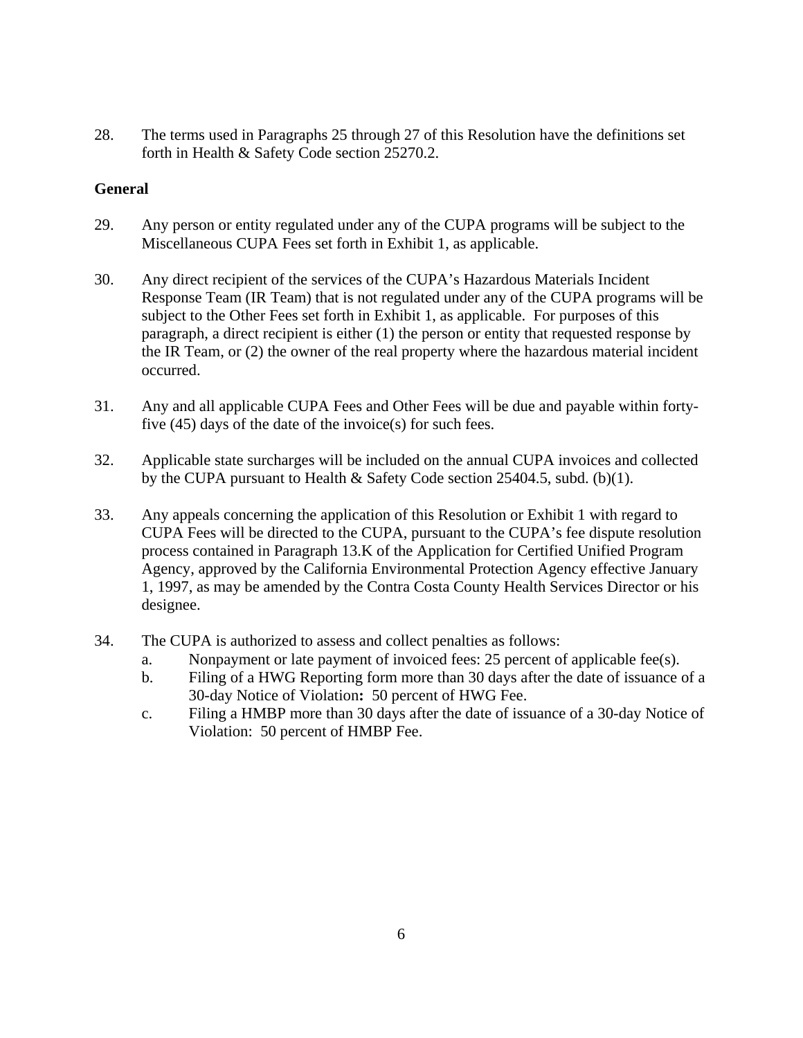28. The terms used in Paragraphs 25 through 27 of this Resolution have the definitions set forth in Health & Safety Code section 25270.2.

**General**

29. Any person or entity regulated under any of the CUPA programs will be subject to the Miscellaneous CUPA Fees set forth in Exhibit 1, as applicable.

30. Any direct recipient of the services of the CUPA's Hazardous Materials Incident Response Team (IR Team) that is not regulated under any of the CUPA programs will be subject to the Other Fees set forth in Exhibit 1, as applicable. For purposes of this paragraph, a direct recipient is either (1) the person or entity that requested response by the IR Team, or (2) the owner of the real property where the hazardous material incident occurred.

31. Any and all applicable CUPA Fees and Other Fees will be due and payable within forty-five (45) days of the date of the invoice(s) for such fees.

32. Applicable state surcharges will be included on the annual CUPA invoices and collected by the CUPA pursuant to Health & Safety Code section 25404.5, subd. (b)(1).

33. Any appeals concerning the application of this Resolution or Exhibit 1 with regard to CUPA Fees will be directed to the CUPA, pursuant to the CUPA's fee dispute resolution process contained in Paragraph 13.K of the Application for Certified Unified Program Agency, approved by the California Environmental Protection Agency effective January 1, 1997, as may be amended by the Contra Costa County Health Services Director or his designee.

34. The CUPA is authorized to assess and collect penalties as follows:
    a. Nonpayment or late payment of invoiced fees: 25 percent of applicable fee(s).
    b. Filing of a HWG Reporting form more than 30 days after the date of issuance of a 30-day Notice of Violation**:** 50 percent of HWG Fee.
    c. Filing a HMBP more than 30 days after the date of issuance of a 30-day Notice of Violation: 50 percent of HMBP Fee.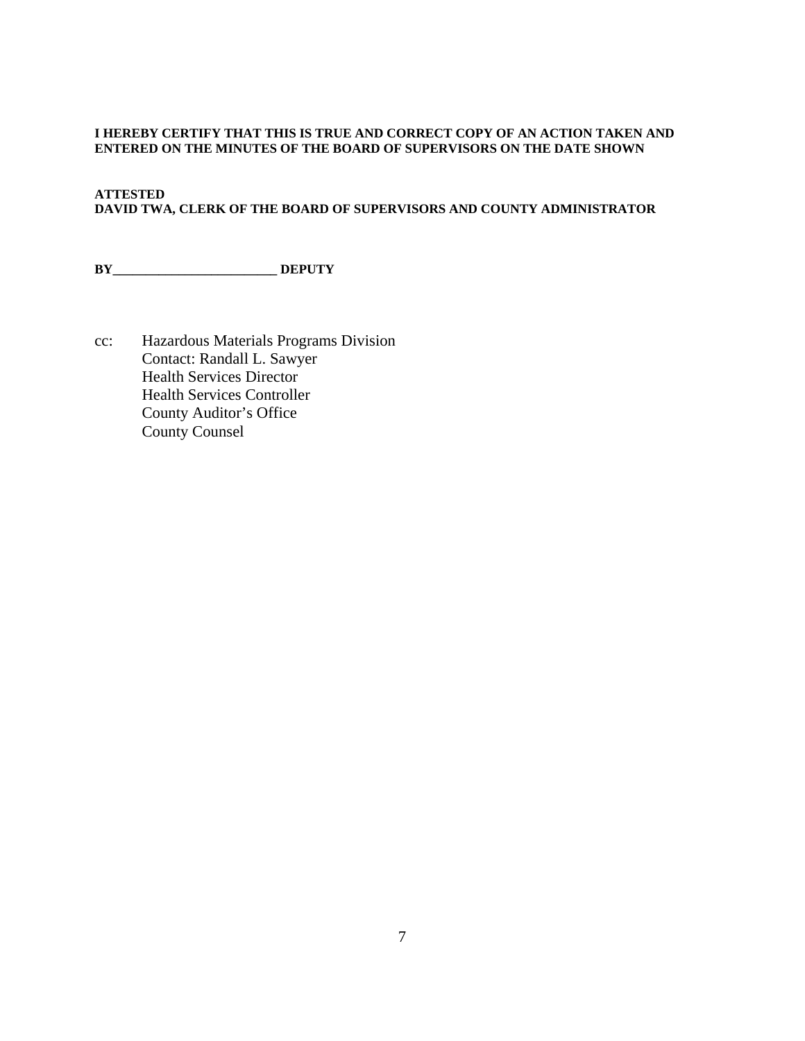**I HEREBY CERTIFY THAT THIS IS TRUE AND CORRECT COPY OF AN ACTION TAKEN AND ENTERED ON THE MINUTES OF THE BOARD OF SUPERVISORS ON THE DATE SHOWN**

**ATTESTED**
**DAVID TWA, CLERK OF THE BOARD OF SUPERVISORS AND COUNTY ADMINISTRATOR**

**BY_________________________ DEPUTY**

cc: Hazardous Materials Programs Division
Contact: Randall L. Sawyer
Health Services Director
Health Services Controller
County Auditor's Office
County Counsel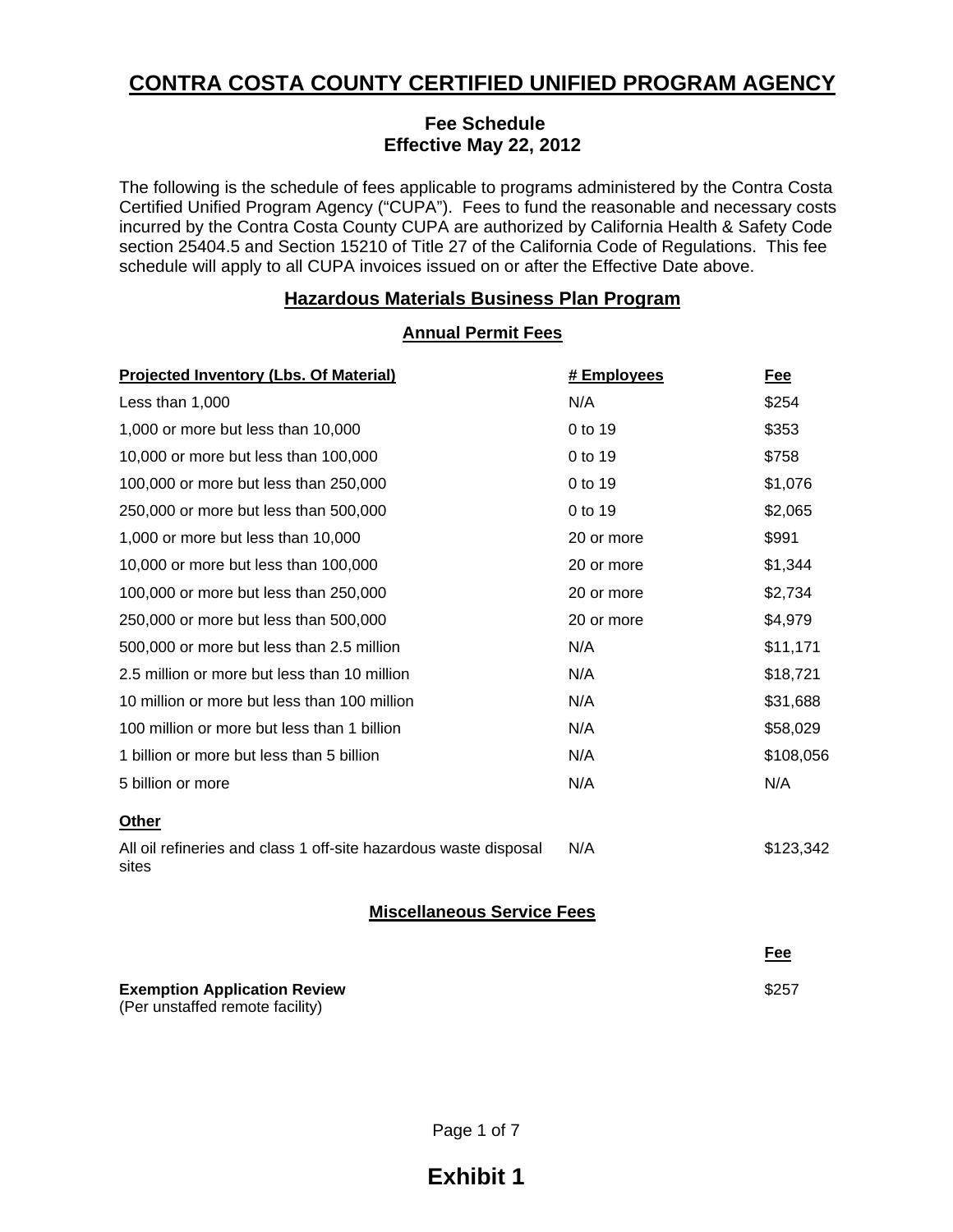# CONTRA COSTA COUNTY CERTIFIED UNIFIED PROGRAM AGENCY

**Fee Schedule**
**Effective May 22, 2012**

The following is the schedule of fees applicable to programs administered by the Contra Costa Certified Unified Program Agency ("CUPA"). Fees to fund the reasonable and necessary costs incurred by the Contra Costa County CUPA are authorized by California Health & Safety Code section 25404.5 and Section 15210 of Title 27 of the California Code of Regulations. This fee schedule will apply to all CUPA invoices issued on or after the Effective Date above.

## Hazardous Materials Business Plan Program

### Annual Permit Fees

| Projected Inventory (Lbs. Of Material) | # Employees | Fee |
|---|---|---|
| Less than 1,000 | N/A | $254 |
| 1,000 or more but less than 10,000 | 0 to 19 | $353 |
| 10,000 or more but less than 100,000 | 0 to 19 | $758 |
| 100,000 or more but less than 250,000 | 0 to 19 | $1,076 |
| 250,000 or more but less than 500,000 | 0 to 19 | $2,065 |
| 1,000 or more but less than 10,000 | 20 or more | $991 |
| 10,000 or more but less than 100,000 | 20 or more | $1,344 |
| 100,000 or more but less than 250,000 | 20 or more | $2,734 |
| 250,000 or more but less than 500,000 | 20 or more | $4,979 |
| 500,000 or more but less than 2.5 million | N/A | $11,171 |
| 2.5 million or more but less than 10 million | N/A | $18,721 |
| 10 million or more but less than 100 million | N/A | $31,688 |
| 100 million or more but less than 1 billion | N/A | $58,029 |
| 1 billion or more but less than 5 billion | N/A | $108,056 |
| 5 billion or more | N/A | N/A |
| **Other** | | |
| All oil refineries and class 1 off-site hazardous waste disposal sites | N/A | $123,342 |

### Miscellaneous Service Fees

| | Fee |
|---|---|
| **Exemption Application Review** (Per unstaffed remote facility) | $257 |

**Exhibit 1**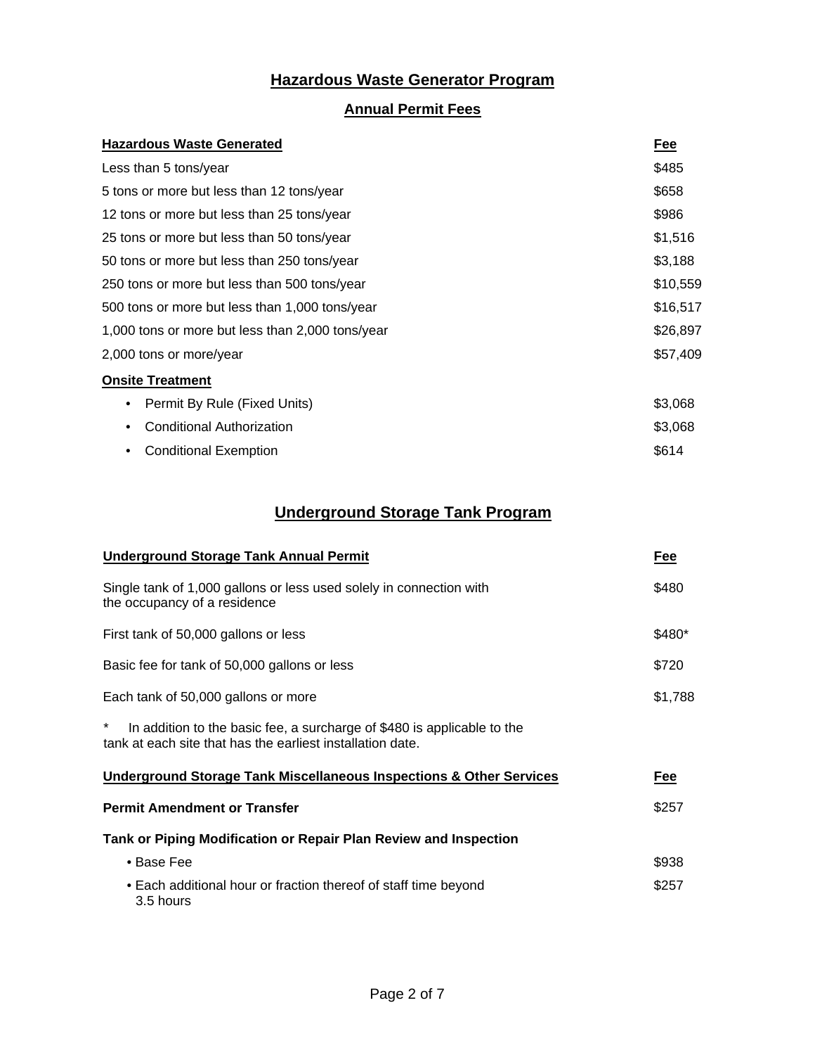## Hazardous Waste Generator Program

### Annual Permit Fees

| Hazardous Waste Generated | Fee |
|---|---|
| Less than 5 tons/year | $485 |
| 5 tons or more but less than 12 tons/year | $658 |
| 12 tons or more but less than 25 tons/year | $986 |
| 25 tons or more but less than 50 tons/year | $1,516 |
| 50 tons or more but less than 250 tons/year | $3,188 |
| 250 tons or more but less than 500 tons/year | $10,559 |
| 500 tons or more but less than 1,000 tons/year | $16,517 |
| 1,000 tons or more but less than 2,000 tons/year | $26,897 |
| 2,000 tons or more/year | $57,409 |
| **Onsite Treatment** | |
| • Permit By Rule (Fixed Units) | $3,068 |
| • Conditional Authorization | $3,068 |
| • Conditional Exemption | $614 |

## Underground Storage Tank Program

| Underground Storage Tank Annual Permit | Fee |
|---|---|
| Single tank of 1,000 gallons or less used solely in connection with the occupancy of a residence | $480 |
| First tank of 50,000 gallons or less | $480* |
| Basic fee for tank of 50,000 gallons or less | $720 |
| Each tank of 50,000 gallons or more | $1,788 |

\* In addition to the basic fee, a surcharge of $480 is applicable to the tank at each site that has the earliest installation date.

| Underground Storage Tank Miscellaneous Inspections & Other Services | Fee |
|---|---|
| **Permit Amendment or Transfer** | $257 |
| **Tank or Piping Modification or Repair Plan Review and Inspection** | |
| • Base Fee | $938 |
| • Each additional hour or fraction thereof of staff time beyond 3.5 hours | $257 |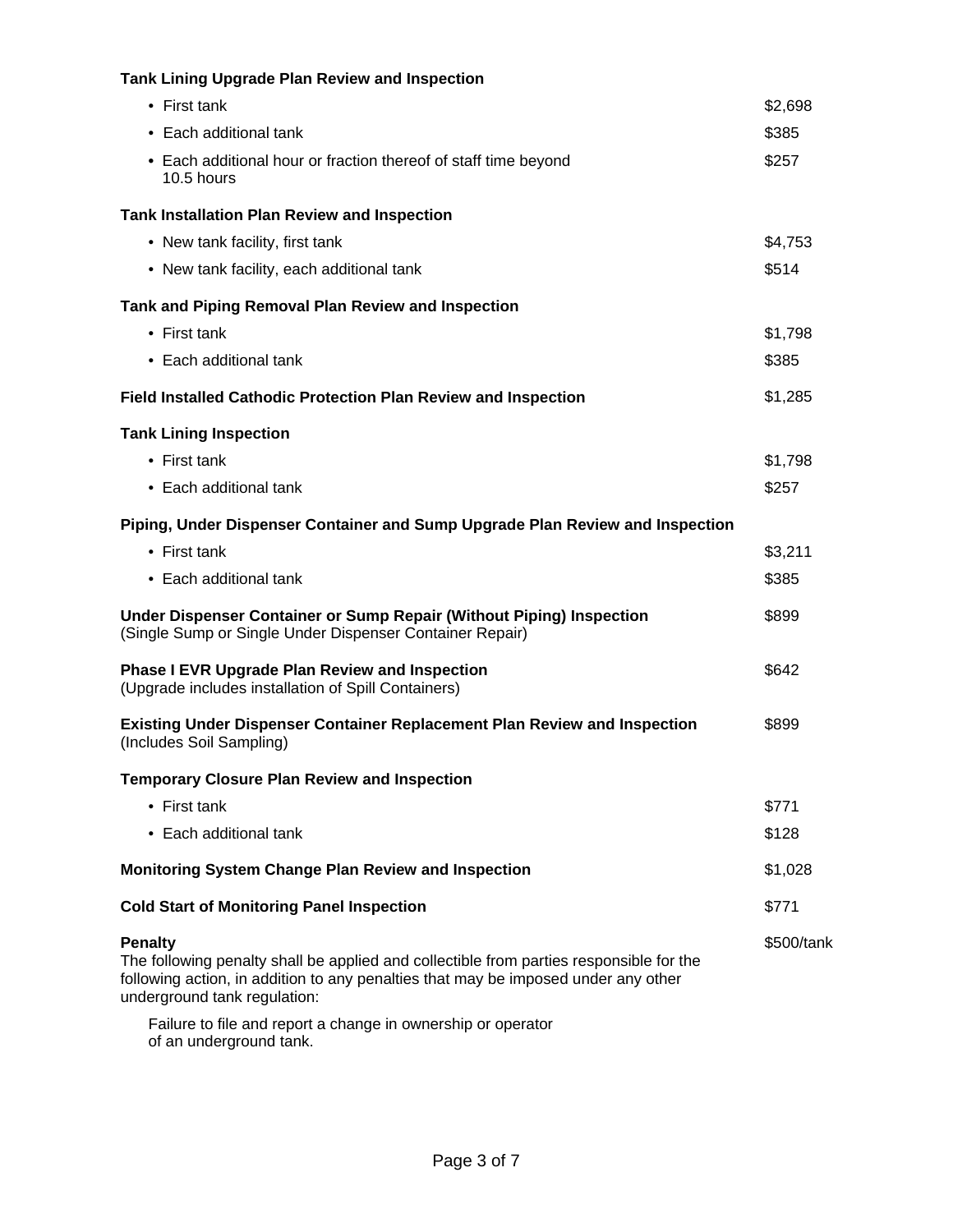**Tank Lining Upgrade Plan Review and Inspection**

| | |
|---|---|
| • First tank | $2,698 |
| • Each additional tank | $385 |
| • Each additional hour or fraction thereof of staff time beyond 10.5 hours | $257 |

**Tank Installation Plan Review and Inspection**

| | |
|---|---|
| • New tank facility, first tank | $4,753 |
| • New tank facility, each additional tank | $514 |

**Tank and Piping Removal Plan Review and Inspection**

| | |
|---|---|
| • First tank | $1,798 |
| • Each additional tank | $385 |

**Field Installed Cathodic Protection Plan Review and Inspection** — $1,285

**Tank Lining Inspection**

| | |
|---|---|
| • First tank | $1,798 |
| • Each additional tank | $257 |

**Piping, Under Dispenser Container and Sump Upgrade Plan Review and Inspection**

| | |
|---|---|
| • First tank | $3,211 |
| • Each additional tank | $385 |

**Under Dispenser Container or Sump Repair (Without Piping) Inspection** — $899
(Single Sump or Single Under Dispenser Container Repair)

**Phase I EVR Upgrade Plan Review and Inspection** — $642
(Upgrade includes installation of Spill Containers)

**Existing Under Dispenser Container Replacement Plan Review and Inspection** — $899
(Includes Soil Sampling)

**Temporary Closure Plan Review and Inspection**

| | |
|---|---|
| • First tank | $771 |
| • Each additional tank | $128 |

**Monitoring System Change Plan Review and Inspection** — $1,028

**Cold Start of Monitoring Panel Inspection** — $771

**Penalty** — $500/tank

The following penalty shall be applied and collectible from parties responsible for the following action, in addition to any penalties that may be imposed under any other underground tank regulation:

Failure to file and report a change in ownership or operator of an underground tank.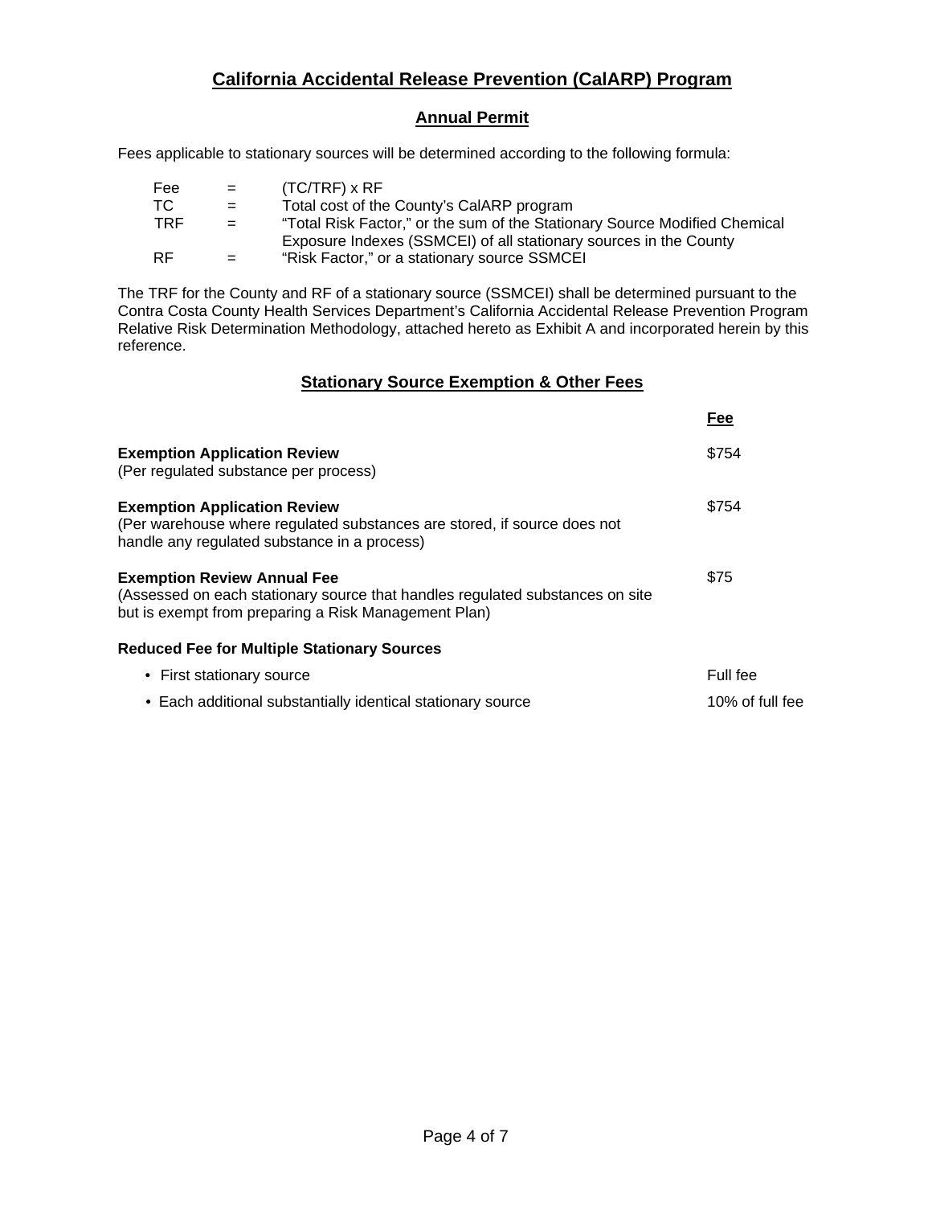## California Accidental Release Prevention (CalARP) Program

### Annual Permit

Fees applicable to stationary sources will be determined according to the following formula:

| | | |
|---|---|---|
| Fee | = | (TC/TRF) x RF |
| TC | = | Total cost of the County's CalARP program |
| TRF | = | "Total Risk Factor," or the sum of the Stationary Source Modified Chemical Exposure Indexes (SSMCEI) of all stationary sources in the County |
| RF | = | "Risk Factor," or a stationary source SSMCEI |

The TRF for the County and RF of a stationary source (SSMCEI) shall be determined pursuant to the Contra Costa County Health Services Department's California Accidental Release Prevention Program Relative Risk Determination Methodology, attached hereto as Exhibit A and incorporated herein by this reference.

### Stationary Source Exemption & Other Fees

| | Fee |
|---|---|
| **Exemption Application Review** (Per regulated substance per process) | $754 |
| **Exemption Application Review** (Per warehouse where regulated substances are stored, if source does not handle any regulated substance in a process) | $754 |
| **Exemption Review Annual Fee** (Assessed on each stationary source that handles regulated substances on site but is exempt from preparing a Risk Management Plan) | $75 |
| **Reduced Fee for Multiple Stationary Sources** | |
| • First stationary source | Full fee |
| • Each additional substantially identical stationary source | 10% of full fee |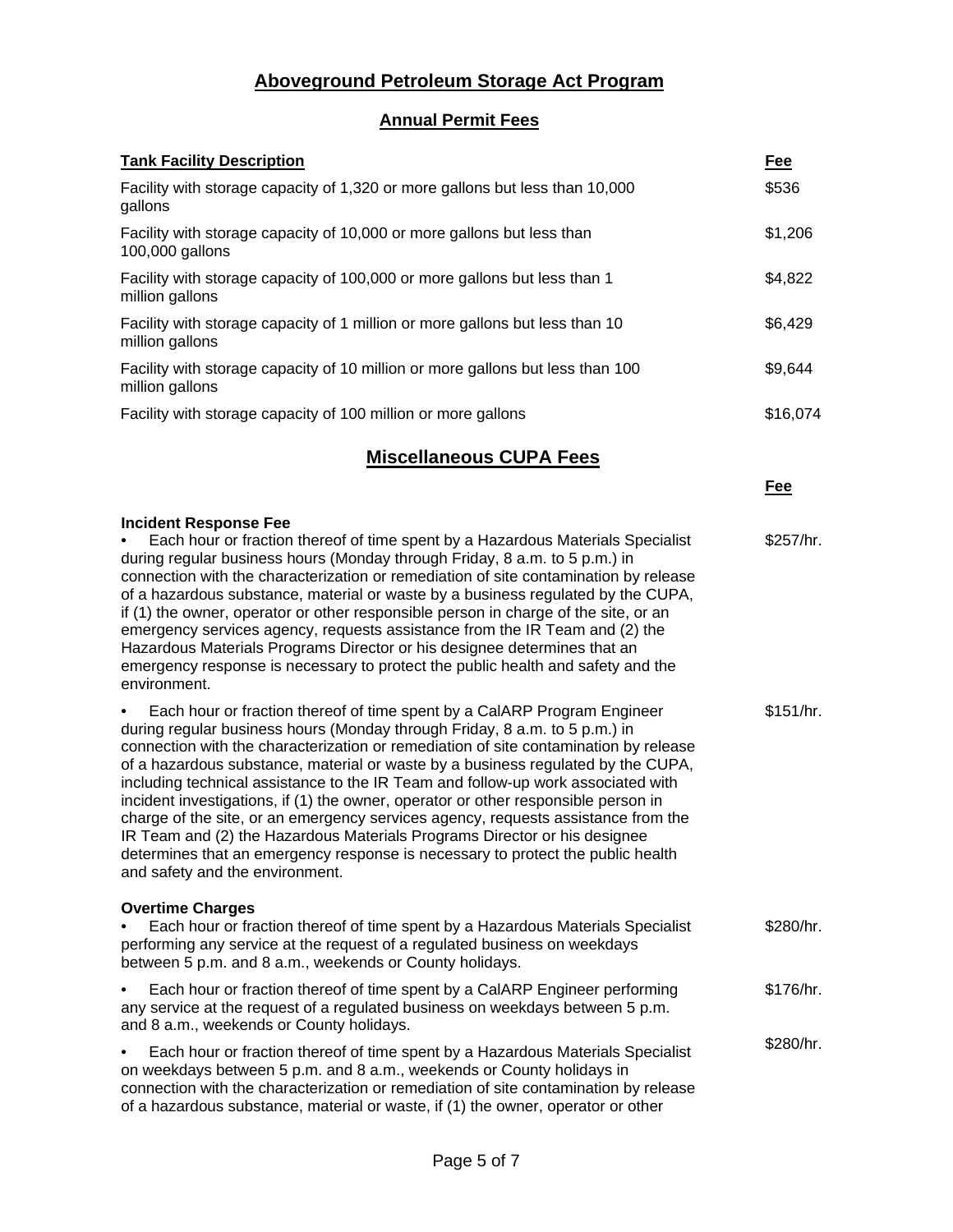## Aboveground Petroleum Storage Act Program

### Annual Permit Fees

| Tank Facility Description | Fee |
|---|---|
| Facility with storage capacity of 1,320 or more gallons but less than 10,000 gallons | $536 |
| Facility with storage capacity of 10,000 or more gallons but less than 100,000 gallons | $1,206 |
| Facility with storage capacity of 100,000 or more gallons but less than 1 million gallons | $4,822 |
| Facility with storage capacity of 1 million or more gallons but less than 10 million gallons | $6,429 |
| Facility with storage capacity of 10 million or more gallons but less than 100 million gallons | $9,644 |
| Facility with storage capacity of 100 million or more gallons | $16,074 |

## Miscellaneous CUPA Fees

| | Fee |
|---|---|
| **Incident Response Fee** | |
| • Each hour or fraction thereof of time spent by a Hazardous Materials Specialist during regular business hours (Monday through Friday, 8 a.m. to 5 p.m.) in connection with the characterization or remediation of site contamination by release of a hazardous substance, material or waste by a business regulated by the CUPA, if (1) the owner, operator or other responsible person in charge of the site, or an emergency services agency, requests assistance from the IR Team and (2) the Hazardous Materials Programs Director or his designee determines that an emergency response is necessary to protect the public health and safety and the environment. | $257/hr. |
| • Each hour or fraction thereof of time spent by a CalARP Program Engineer during regular business hours (Monday through Friday, 8 a.m. to 5 p.m.) in connection with the characterization or remediation of site contamination by release of a hazardous substance, material or waste by a business regulated by the CUPA, including technical assistance to the IR Team and follow-up work associated with incident investigations, if (1) the owner, operator or other responsible person in charge of the site, or an emergency services agency, requests assistance from the IR Team and (2) the Hazardous Materials Programs Director or his designee determines that an emergency response is necessary to protect the public health and safety and the environment. | $151/hr. |
| **Overtime Charges** | |
| • Each hour or fraction thereof of time spent by a Hazardous Materials Specialist performing any service at the request of a regulated business on weekdays between 5 p.m. and 8 a.m., weekends or County holidays. | $280/hr. |
| • Each hour or fraction thereof of time spent by a CalARP Engineer performing any service at the request of a regulated business on weekdays between 5 p.m. and 8 a.m., weekends or County holidays. | $176/hr. |
| • Each hour or fraction thereof of time spent by a Hazardous Materials Specialist on weekdays between 5 p.m. and 8 a.m., weekends or County holidays in connection with the characterization or remediation of site contamination by release of a hazardous substance, material or waste, if (1) the owner, operator or other | $280/hr. |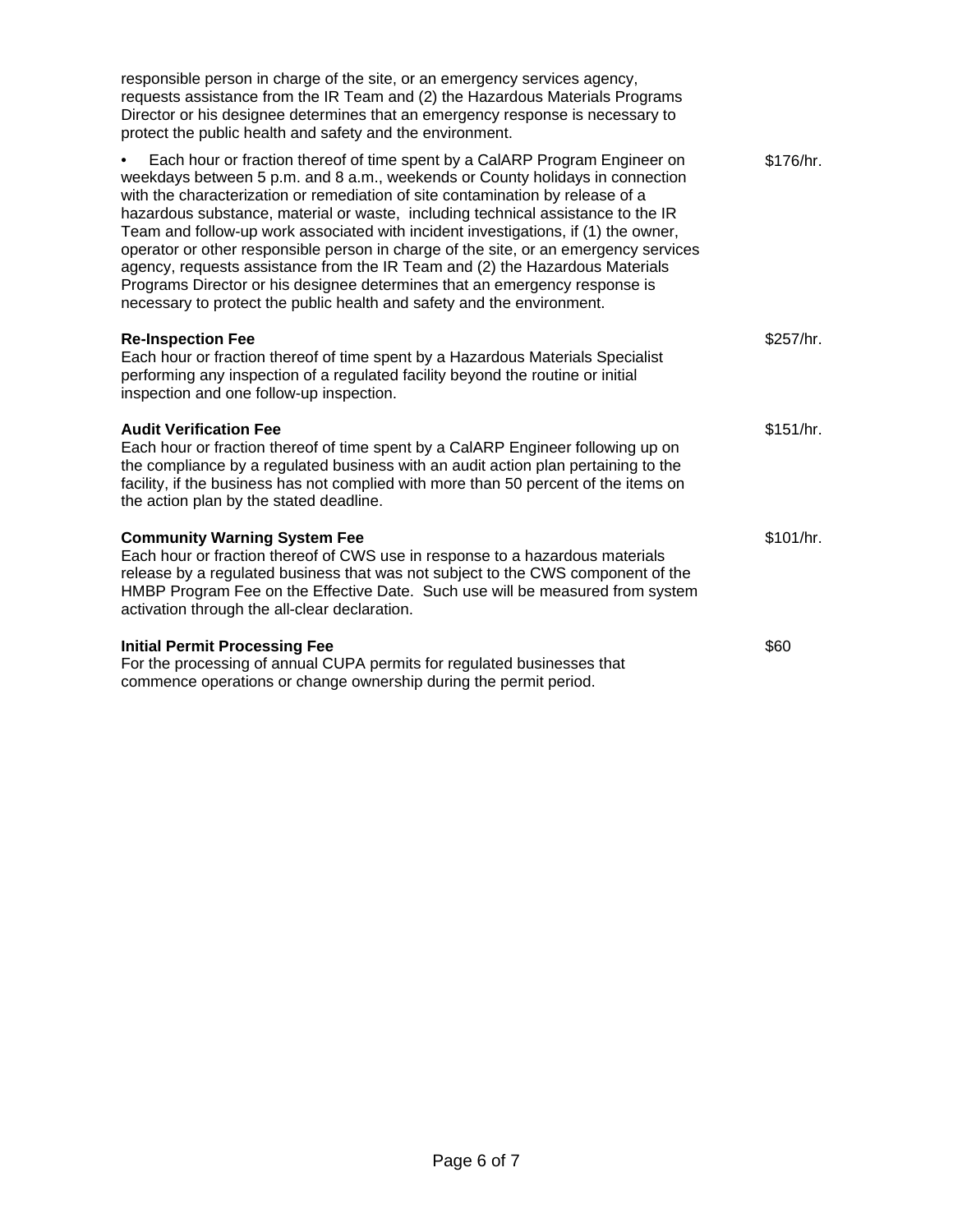responsible person in charge of the site, or an emergency services agency, requests assistance from the IR Team and (2) the Hazardous Materials Programs Director or his designee determines that an emergency response is necessary to protect the public health and safety and the environment.

- Each hour or fraction thereof of time spent by a CalARP Program Engineer on weekdays between 5 p.m. and 8 a.m., weekends or County holidays in connection with the characterization or remediation of site contamination by release of a hazardous substance, material or waste, including technical assistance to the IR Team and follow-up work associated with incident investigations, if (1) the owner, operator or other responsible person in charge of the site, or an emergency services agency, requests assistance from the IR Team and (2) the Hazardous Materials Programs Director or his designee determines that an emergency response is necessary to protect the public health and safety and the environment. — $176/hr.

**Re-Inspection Fee** — $257/hr.
Each hour or fraction thereof of time spent by a Hazardous Materials Specialist performing any inspection of a regulated facility beyond the routine or initial inspection and one follow-up inspection.

**Audit Verification Fee** — $151/hr.
Each hour or fraction thereof of time spent by a CalARP Engineer following up on the compliance by a regulated business with an audit action plan pertaining to the facility, if the business has not complied with more than 50 percent of the items on the action plan by the stated deadline.

**Community Warning System Fee** — $101/hr.
Each hour or fraction thereof of CWS use in response to a hazardous materials release by a regulated business that was not subject to the CWS component of the HMBP Program Fee on the Effective Date. Such use will be measured from system activation through the all-clear declaration.

**Initial Permit Processing Fee** — $60
For the processing of annual CUPA permits for regulated businesses that commence operations or change ownership during the permit period.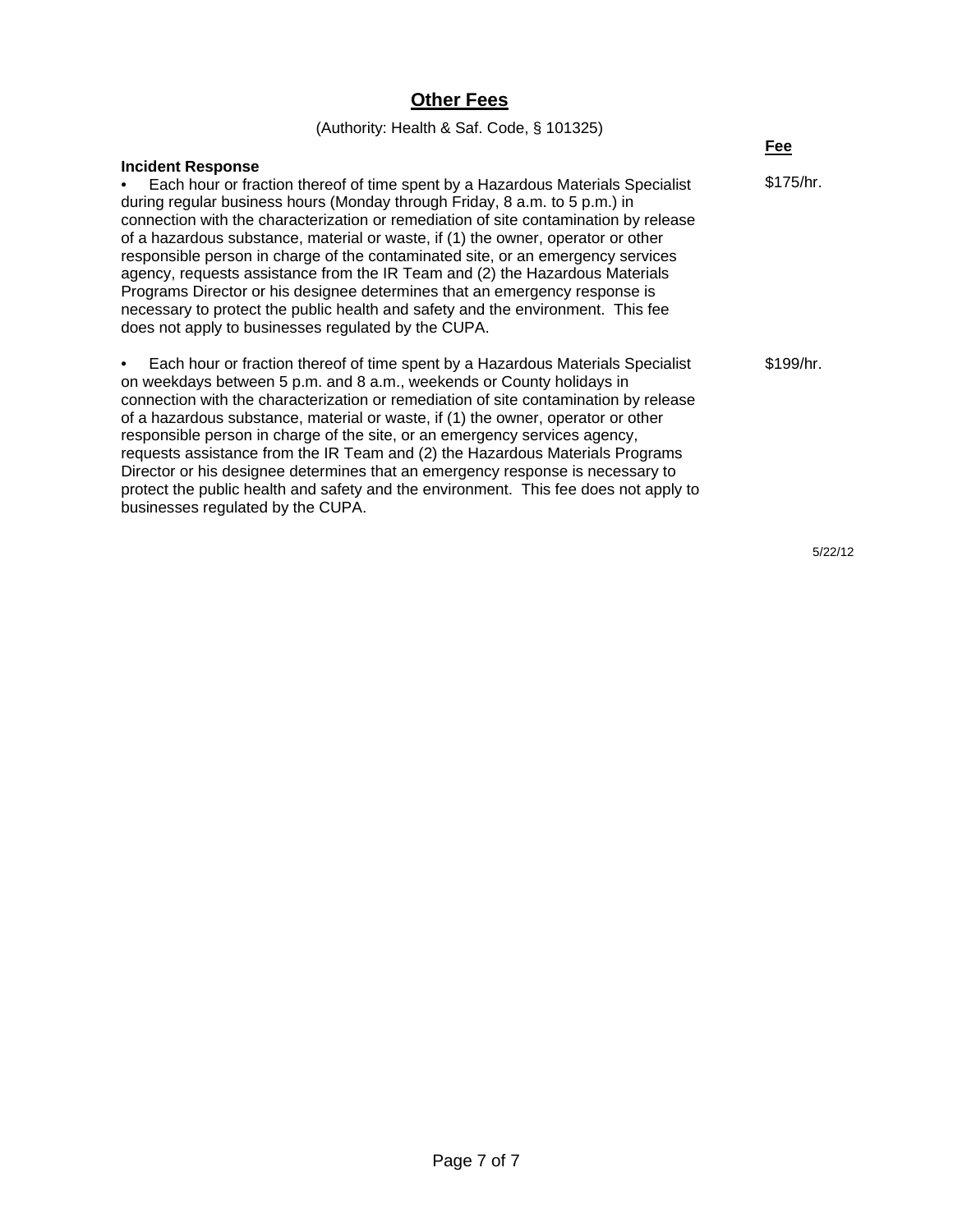## Other Fees

(Authority: Health & Saf. Code, § 101325)

| Incident Response | Fee |
|---|---|
| • Each hour or fraction thereof of time spent by a Hazardous Materials Specialist during regular business hours (Monday through Friday, 8 a.m. to 5 p.m.) in connection with the characterization or remediation of site contamination by release of a hazardous substance, material or waste, if (1) the owner, operator or other responsible person in charge of the contaminated site, or an emergency services agency, requests assistance from the IR Team and (2) the Hazardous Materials Programs Director or his designee determines that an emergency response is necessary to protect the public health and safety and the environment. This fee does not apply to businesses regulated by the CUPA. | $175/hr. |
| • Each hour or fraction thereof of time spent by a Hazardous Materials Specialist on weekdays between 5 p.m. and 8 a.m., weekends or County holidays in connection with the characterization or remediation of site contamination by release of a hazardous substance, material or waste, if (1) the owner, operator or other responsible person in charge of the site, or an emergency services agency, requests assistance from the IR Team and (2) the Hazardous Materials Programs Director or his designee determines that an emergency response is necessary to protect the public health and safety and the environment. This fee does not apply to businesses regulated by the CUPA. | $199/hr. |

5/22/12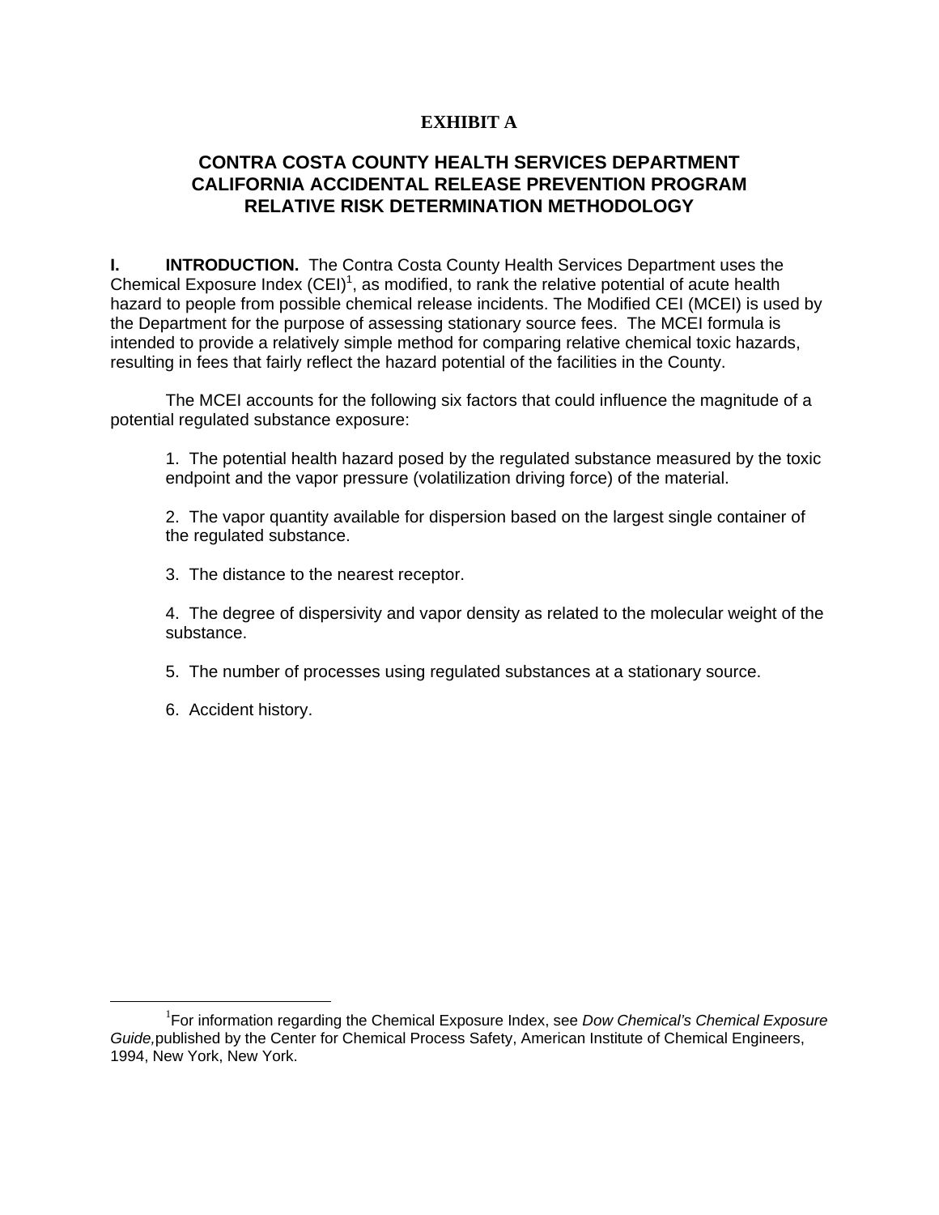**EXHIBIT A**

## CONTRA COSTA COUNTY HEALTH SERVICES DEPARTMENT
## CALIFORNIA ACCIDENTAL RELEASE PREVENTION PROGRAM
## RELATIVE RISK DETERMINATION METHODOLOGY

**I. INTRODUCTION.** The Contra Costa County Health Services Department uses the Chemical Exposure Index (CEI)[1], as modified, to rank the relative potential of acute health hazard to people from possible chemical release incidents. The Modified CEI (MCEI) is used by the Department for the purpose of assessing stationary source fees. The MCEI formula is intended to provide a relatively simple method for comparing relative chemical toxic hazards, resulting in fees that fairly reflect the hazard potential of the facilities in the County.

The MCEI accounts for the following six factors that could influence the magnitude of a potential regulated substance exposure:

1. The potential health hazard posed by the regulated substance measured by the toxic endpoint and the vapor pressure (volatilization driving force) of the material.

2. The vapor quantity available for dispersion based on the largest single container of the regulated substance.

3. The distance to the nearest receptor.

4. The degree of dispersivity and vapor density as related to the molecular weight of the substance.

5. The number of processes using regulated substances at a stationary source.

6. Accident history.

---

[1] For information regarding the Chemical Exposure Index, see *Dow Chemical's Chemical Exposure Guide,* published by the Center for Chemical Process Safety, American Institute of Chemical Engineers, 1994, New York, New York.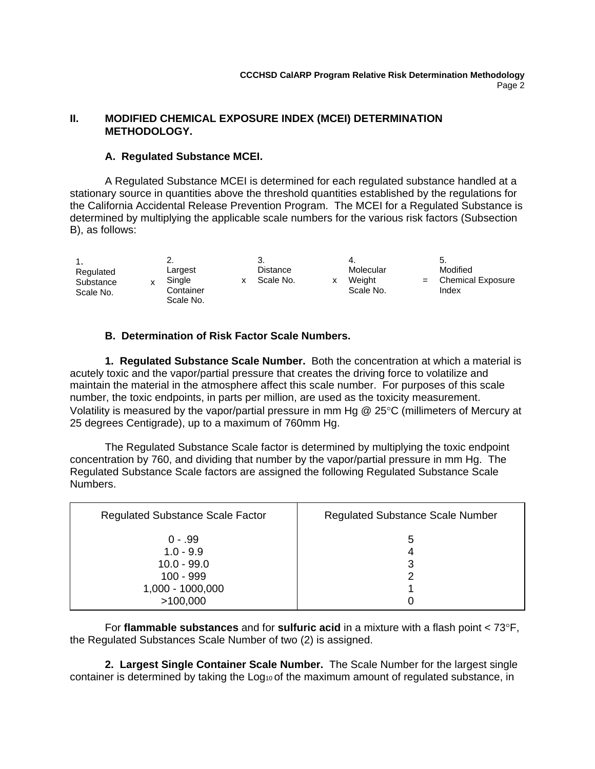## II. MODIFIED CHEMICAL EXPOSURE INDEX (MCEI) DETERMINATION METHODOLOGY.

### A. Regulated Substance MCEI.

A Regulated Substance MCEI is determined for each regulated substance handled at a stationary source in quantities above the threshold quantities established by the regulations for the California Accidental Release Prevention Program. The MCEI for a Regulated Substance is determined by multiplying the applicable scale numbers for the various risk factors (Subsection B), as follows:

| 1. Regulated Substance Scale No. | x | 2. Largest Single Container Scale No. | x | 3. Distance Scale No. | x | 4. Molecular Weight Scale No. | = | 5. Modified Chemical Exposure Index |
|---|---|---|---|---|---|---|---|---|

### B. Determination of Risk Factor Scale Numbers.

**1. Regulated Substance Scale Number.** Both the concentration at which a material is acutely toxic and the vapor/partial pressure that creates the driving force to volatilize and maintain the material in the atmosphere affect this scale number. For purposes of this scale number, the toxic endpoints, in parts per million, are used as the toxicity measurement. Volatility is measured by the vapor/partial pressure in mm Hg @ 25°C (millimeters of Mercury at 25 degrees Centigrade), up to a maximum of 760mm Hg.

The Regulated Substance Scale factor is determined by multiplying the toxic endpoint concentration by 760, and dividing that number by the vapor/partial pressure in mm Hg. The Regulated Substance Scale factors are assigned the following Regulated Substance Scale Numbers.

| Regulated Substance Scale Factor | Regulated Substance Scale Number |
|---|---|
| 0 - .99 | 5 |
| 1.0 - 9.9 | 4 |
| 10.0 - 99.0 | 3 |
| 100 - 999 | 2 |
| 1,000 - 1000,000 | 1 |
| >100,000 | 0 |

For **flammable substances** and for **sulfuric acid** in a mixture with a flash point < 73°F, the Regulated Substances Scale Number of two (2) is assigned.

**2. Largest Single Container Scale Number.** The Scale Number for the largest single container is determined by taking the $Log_{10}$ of the maximum amount of regulated substance, in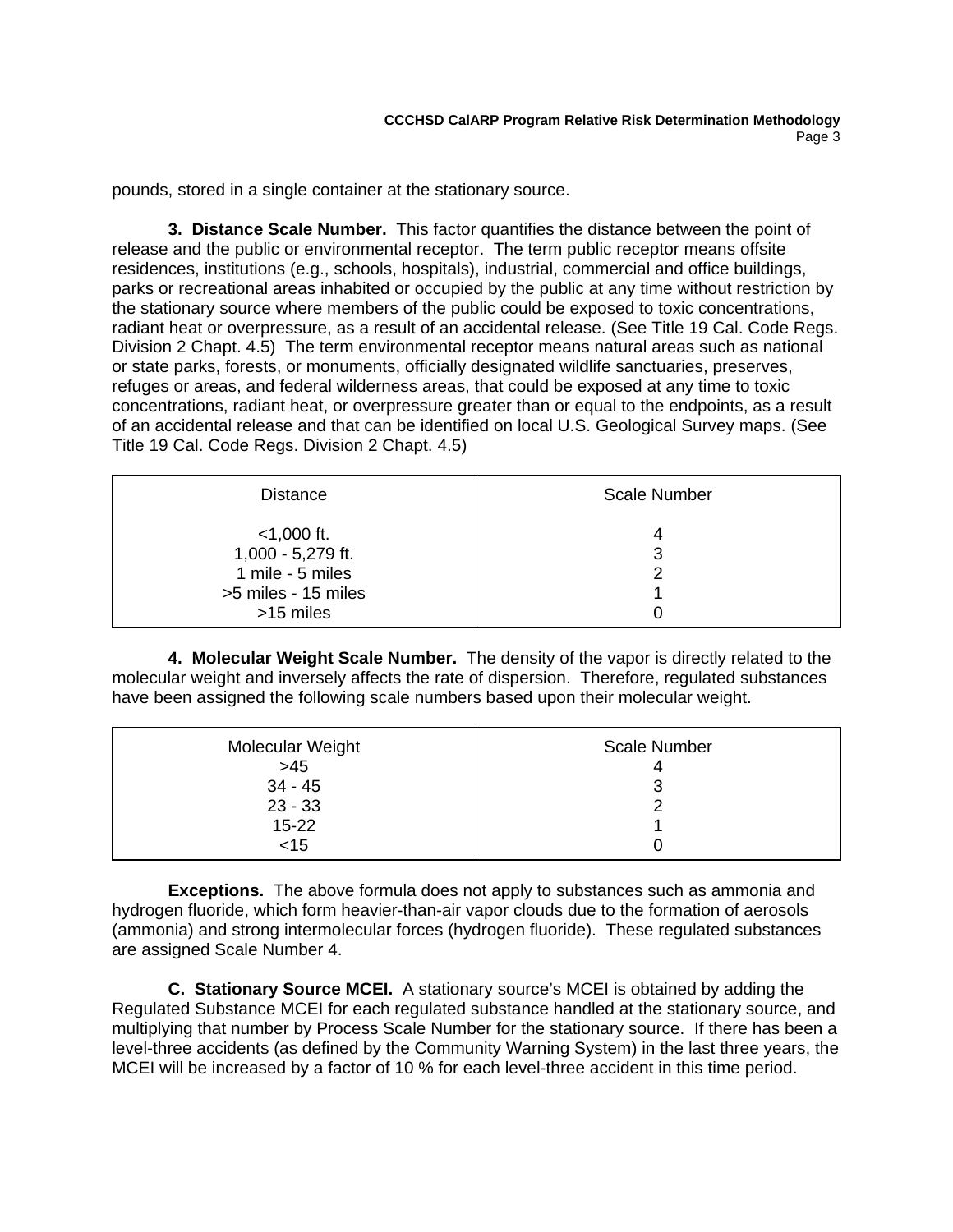pounds, stored in a single container at the stationary source.

**3. Distance Scale Number.** This factor quantifies the distance between the point of release and the public or environmental receptor. The term public receptor means offsite residences, institutions (e.g., schools, hospitals), industrial, commercial and office buildings, parks or recreational areas inhabited or occupied by the public at any time without restriction by the stationary source where members of the public could be exposed to toxic concentrations, radiant heat or overpressure, as a result of an accidental release. (See Title 19 Cal. Code Regs. Division 2 Chapt. 4.5) The term environmental receptor means natural areas such as national or state parks, forests, or monuments, officially designated wildlife sanctuaries, preserves, refuges or areas, and federal wilderness areas, that could be exposed at any time to toxic concentrations, radiant heat, or overpressure greater than or equal to the endpoints, as a result of an accidental release and that can be identified on local U.S. Geological Survey maps. (See Title 19 Cal. Code Regs. Division 2 Chapt. 4.5)

| Distance | Scale Number |
|---|---|
| <1,000 ft. | 4 |
| 1,000 - 5,279 ft. | 3 |
| 1 mile - 5 miles | 2 |
| >5 miles - 15 miles | 1 |
| >15 miles | 0 |

**4. Molecular Weight Scale Number.** The density of the vapor is directly related to the molecular weight and inversely affects the rate of dispersion. Therefore, regulated substances have been assigned the following scale numbers based upon their molecular weight.

| Molecular Weight | Scale Number |
|---|---|
| >45 | 4 |
| 34 - 45 | 3 |
| 23 - 33 | 2 |
| 15-22 | 1 |
| <15 | 0 |

**Exceptions.** The above formula does not apply to substances such as ammonia and hydrogen fluoride, which form heavier-than-air vapor clouds due to the formation of aerosols (ammonia) and strong intermolecular forces (hydrogen fluoride). These regulated substances are assigned Scale Number 4.

**C. Stationary Source MCEI.** A stationary source's MCEI is obtained by adding the Regulated Substance MCEI for each regulated substance handled at the stationary source, and multiplying that number by Process Scale Number for the stationary source. If there has been a level-three accidents (as defined by the Community Warning System) in the last three years, the MCEI will be increased by a factor of 10 % for each level-three accident in this time period.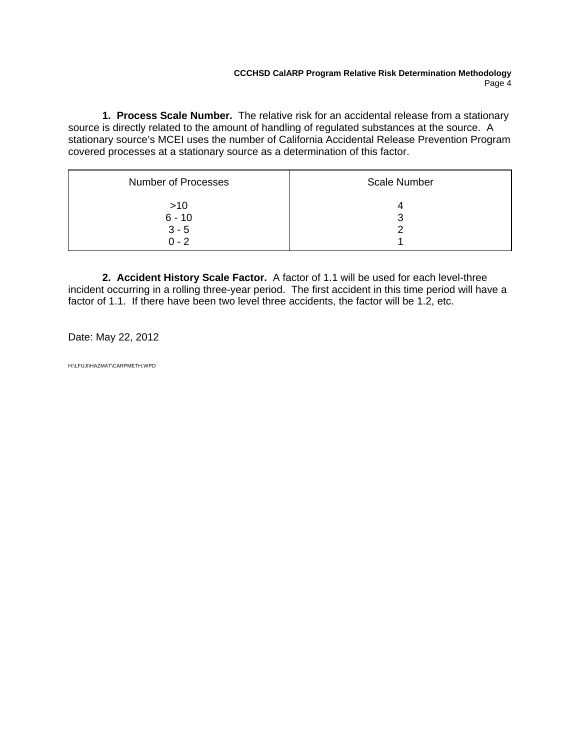**1. Process Scale Number.** The relative risk for an accidental release from a stationary source is directly related to the amount of handling of regulated substances at the source. A stationary source's MCEI uses the number of California Accidental Release Prevention Program covered processes at a stationary source as a determination of this factor.

| Number of Processes | Scale Number |
|---|---|
| >10 | 4 |
| 6 - 10 | 3 |
| 3 - 5 | 2 |
| 0 - 2 | 1 |

**2. Accident History Scale Factor.** A factor of 1.1 will be used for each level-three incident occurring in a rolling three-year period. The first accident in this time period will have a factor of 1.1. If there have been two level three accidents, the factor will be 1.2, etc.

Date: May 22, 2012

H:\LFUJI\HAZMAT\CARPMETH.WPD